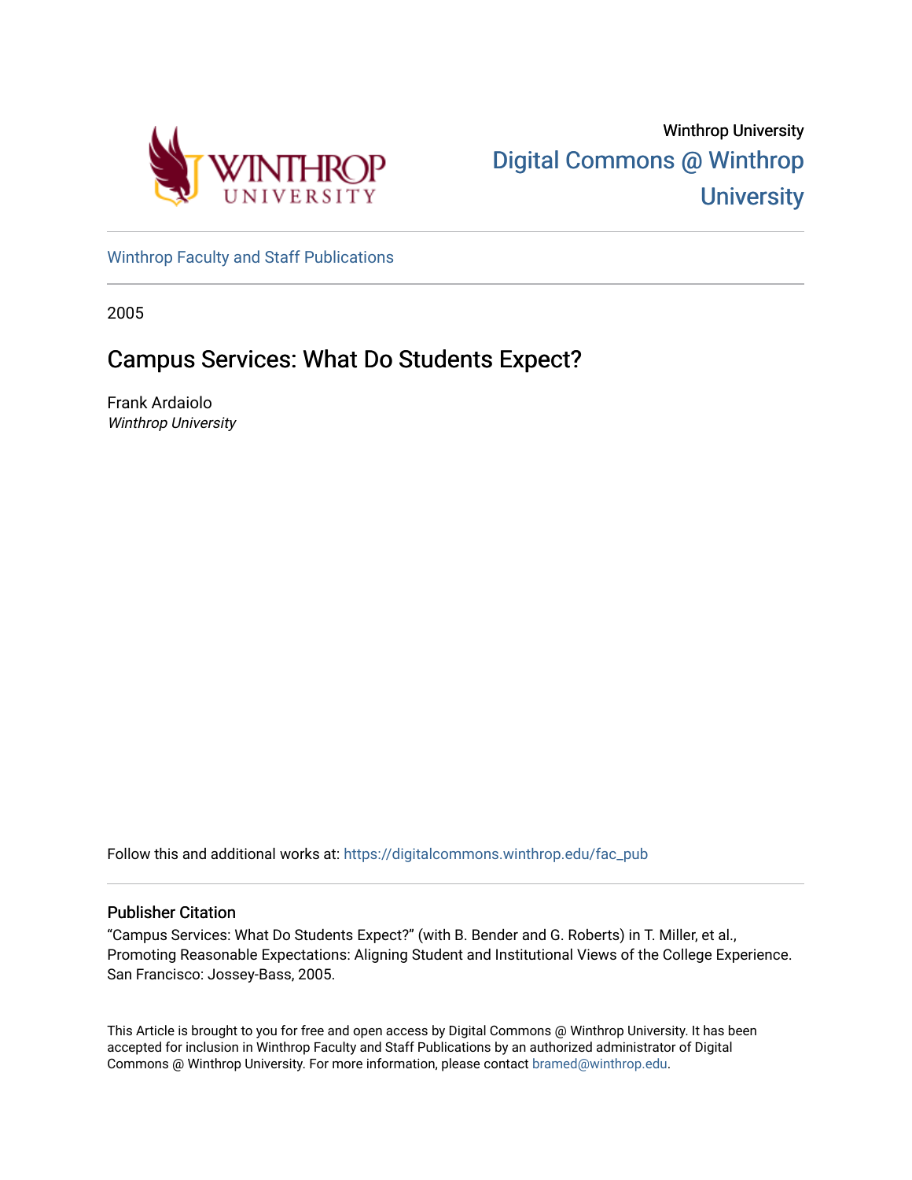Winthrop University

# Digital Commons @ Winthrop University

Winthrop Faculty and Staff Publications

2005

## Campus Services: What Do Students Expect?

Frank Ardaiolo
*Winthrop University*

Follow this and additional works at: https://digitalcommons.winthrop.edu/fac_pub

### Publisher Citation

"Campus Services: What Do Students Expect?" (with B. Bender and G. Roberts) in T. Miller, et al., Promoting Reasonable Expectations: Aligning Student and Institutional Views of the College Experience. San Francisco: Jossey-Bass, 2005.

This Article is brought to you for free and open access by Digital Commons @ Winthrop University. It has been accepted for inclusion in Winthrop Faculty and Staff Publications by an authorized administrator of Digital Commons @ Winthrop University. For more information, please contact bramed@winthrop.edu.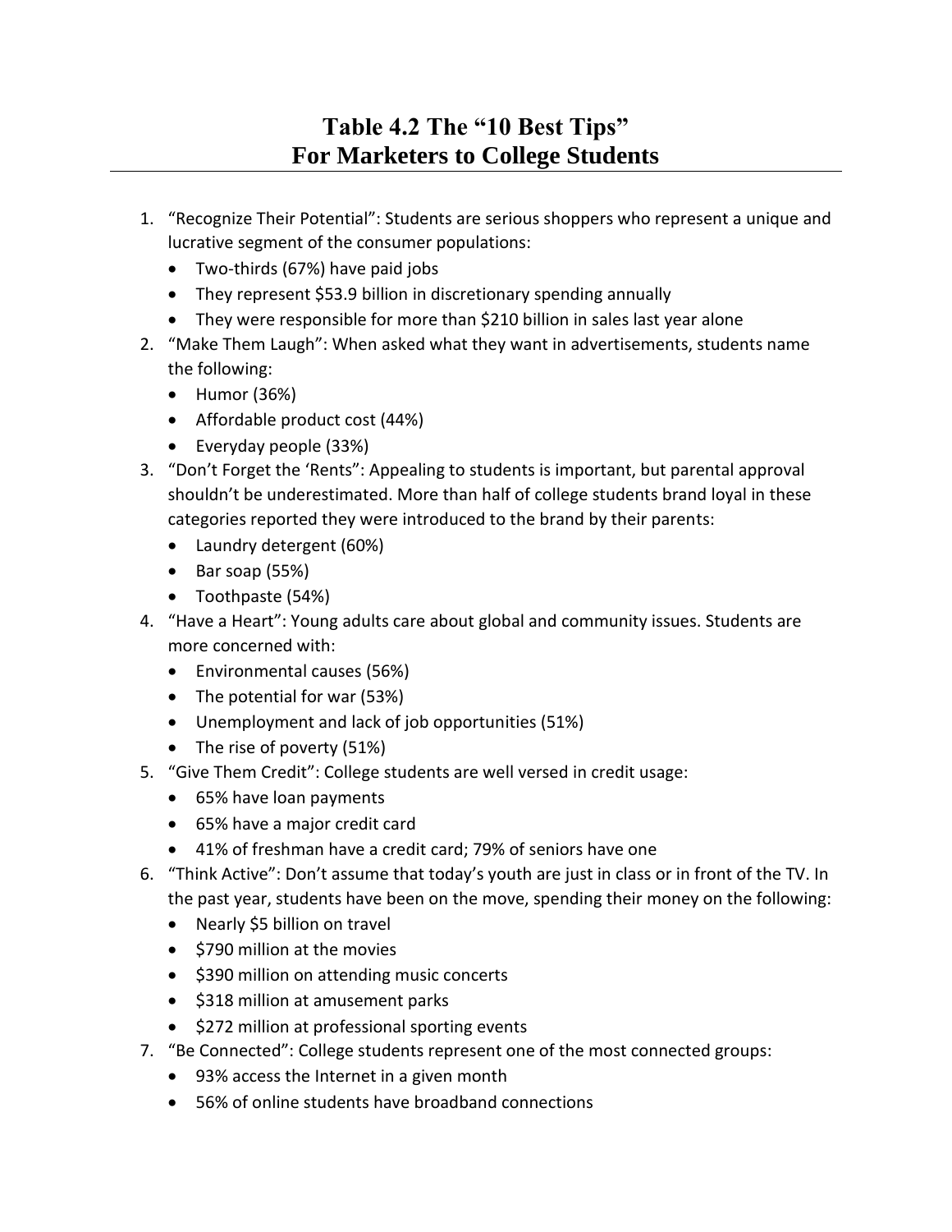# Table 4.2 The "10 Best Tips" For Marketers to College Students

1. "Recognize Their Potential": Students are serious shoppers who represent a unique and lucrative segment of the consumer populations:
   - Two-thirds (67%) have paid jobs
   - They represent $53.9 billion in discretionary spending annually
   - They were responsible for more than $210 billion in sales last year alone
2. "Make Them Laugh": When asked what they want in advertisements, students name the following:
   - Humor (36%)
   - Affordable product cost (44%)
   - Everyday people (33%)
3. "Don't Forget the 'Rents": Appealing to students is important, but parental approval shouldn't be underestimated. More than half of college students brand loyal in these categories reported they were introduced to the brand by their parents:
   - Laundry detergent (60%)
   - Bar soap (55%)
   - Toothpaste (54%)
4. "Have a Heart": Young adults care about global and community issues. Students are more concerned with:
   - Environmental causes (56%)
   - The potential for war (53%)
   - Unemployment and lack of job opportunities (51%)
   - The rise of poverty (51%)
5. "Give Them Credit": College students are well versed in credit usage:
   - 65% have loan payments
   - 65% have a major credit card
   - 41% of freshman have a credit card; 79% of seniors have one
6. "Think Active": Don't assume that today's youth are just in class or in front of the TV. In the past year, students have been on the move, spending their money on the following:
   - Nearly $5 billion on travel
   - $790 million at the movies
   - $390 million on attending music concerts
   - $318 million at amusement parks
   - $272 million at professional sporting events
7. "Be Connected": College students represent one of the most connected groups:
   - 93% access the Internet in a given month
   - 56% of online students have broadband connections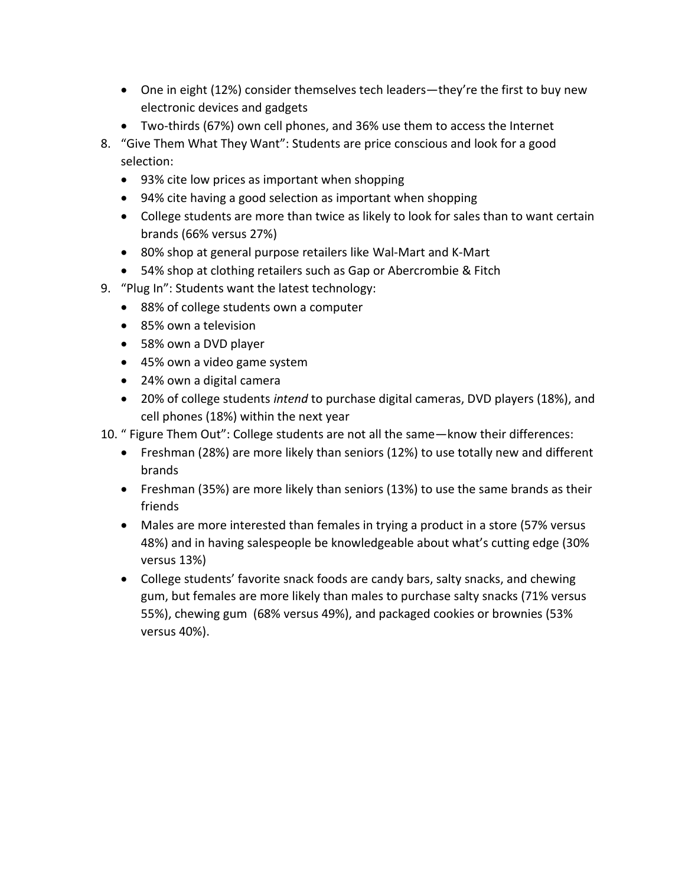- One in eight (12%) consider themselves tech leaders—they're the first to buy new electronic devices and gadgets
- Two-thirds (67%) own cell phones, and 36% use them to access the Internet

8. "Give Them What They Want": Students are price conscious and look for a good selection:
   - 93% cite low prices as important when shopping
   - 94% cite having a good selection as important when shopping
   - College students are more than twice as likely to look for sales than to want certain brands (66% versus 27%)
   - 80% shop at general purpose retailers like Wal-Mart and K-Mart
   - 54% shop at clothing retailers such as Gap or Abercrombie & Fitch
9. "Plug In": Students want the latest technology:
   - 88% of college students own a computer
   - 85% own a television
   - 58% own a DVD player
   - 45% own a video game system
   - 24% own a digital camera
   - 20% of college students *intend* to purchase digital cameras, DVD players (18%), and cell phones (18%) within the next year
10. " Figure Them Out": College students are not all the same—know their differences:
    - Freshman (28%) are more likely than seniors (12%) to use totally new and different brands
    - Freshman (35%) are more likely than seniors (13%) to use the same brands as their friends
    - Males are more interested than females in trying a product in a store (57% versus 48%) and in having salespeople be knowledgeable about what's cutting edge (30% versus 13%)
    - College students' favorite snack foods are candy bars, salty snacks, and chewing gum, but females are more likely than males to purchase salty snacks (71% versus 55%), chewing gum (68% versus 49%), and packaged cookies or brownies (53% versus 40%).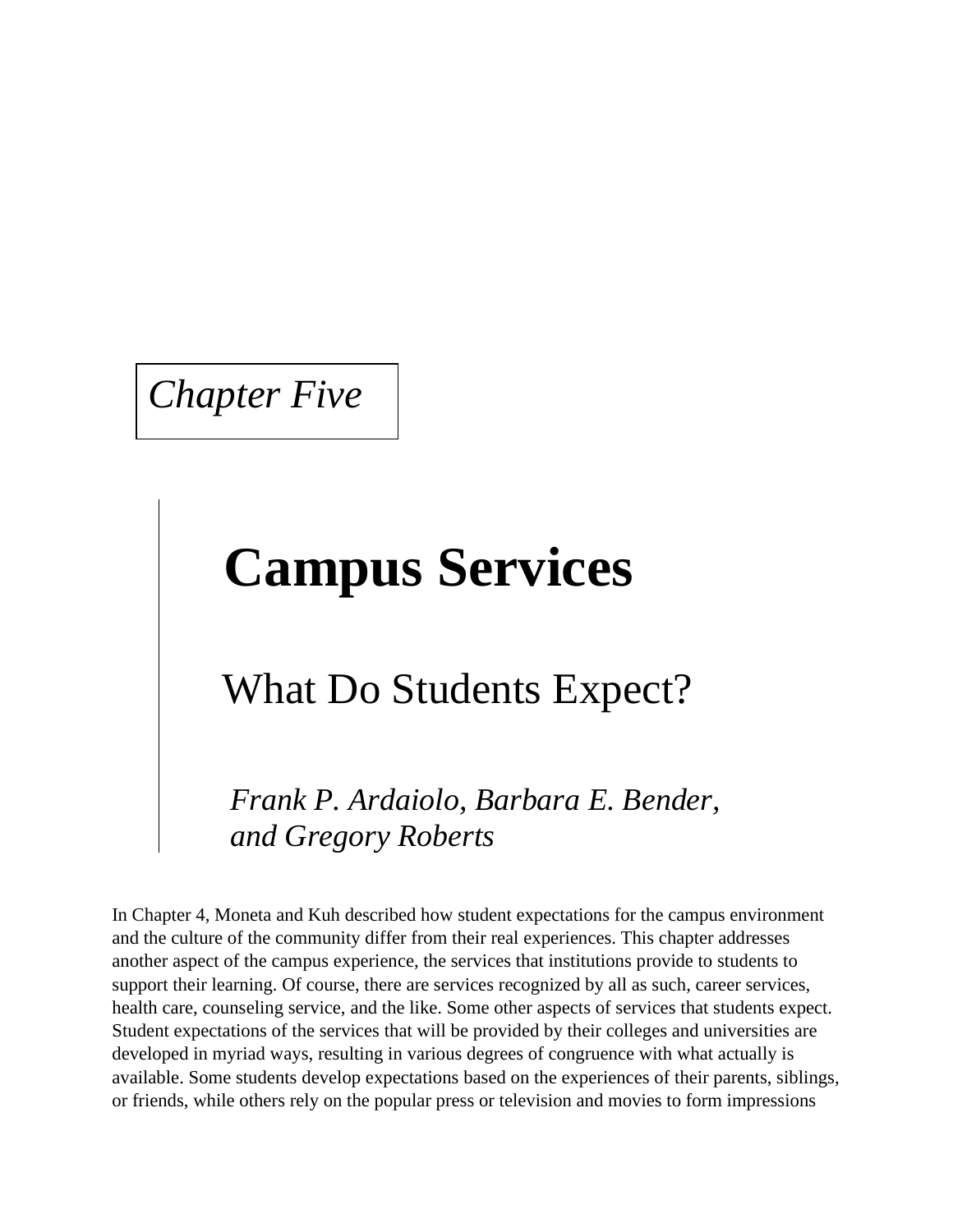*Chapter Five*

# Campus Services

## What Do Students Expect?

*Frank P. Ardaiolo, Barbara E. Bender, and Gregory Roberts*

In Chapter 4, Moneta and Kuh described how student expectations for the campus environment and the culture of the community differ from their real experiences. This chapter addresses another aspect of the campus experience, the services that institutions provide to students to support their learning. Of course, there are services recognized by all as such, career services, health care, counseling service, and the like. Some other aspects of services that students expect. Student expectations of the services that will be provided by their colleges and universities are developed in myriad ways, resulting in various degrees of congruence with what actually is available. Some students develop expectations based on the experiences of their parents, siblings, or friends, while others rely on the popular press or television and movies to form impressions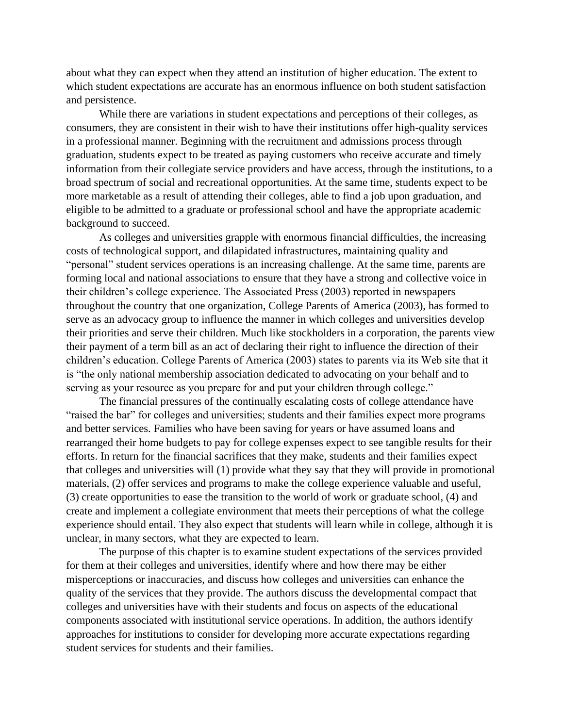about what they can expect when they attend an institution of higher education. The extent to which student expectations are accurate has an enormous influence on both student satisfaction and persistence.

While there are variations in student expectations and perceptions of their colleges, as consumers, they are consistent in their wish to have their institutions offer high-quality services in a professional manner. Beginning with the recruitment and admissions process through graduation, students expect to be treated as paying customers who receive accurate and timely information from their collegiate service providers and have access, through the institutions, to a broad spectrum of social and recreational opportunities. At the same time, students expect to be more marketable as a result of attending their colleges, able to find a job upon graduation, and eligible to be admitted to a graduate or professional school and have the appropriate academic background to succeed.

As colleges and universities grapple with enormous financial difficulties, the increasing costs of technological support, and dilapidated infrastructures, maintaining quality and "personal" student services operations is an increasing challenge. At the same time, parents are forming local and national associations to ensure that they have a strong and collective voice in their children's college experience. The Associated Press (2003) reported in newspapers throughout the country that one organization, College Parents of America (2003), has formed to serve as an advocacy group to influence the manner in which colleges and universities develop their priorities and serve their children. Much like stockholders in a corporation, the parents view their payment of a term bill as an act of declaring their right to influence the direction of their children's education. College Parents of America (2003) states to parents via its Web site that it is "the only national membership association dedicated to advocating on your behalf and to serving as your resource as you prepare for and put your children through college."

The financial pressures of the continually escalating costs of college attendance have "raised the bar" for colleges and universities; students and their families expect more programs and better services. Families who have been saving for years or have assumed loans and rearranged their home budgets to pay for college expenses expect to see tangible results for their efforts. In return for the financial sacrifices that they make, students and their families expect that colleges and universities will (1) provide what they say that they will provide in promotional materials, (2) offer services and programs to make the college experience valuable and useful, (3) create opportunities to ease the transition to the world of work or graduate school, (4) and create and implement a collegiate environment that meets their perceptions of what the college experience should entail. They also expect that students will learn while in college, although it is unclear, in many sectors, what they are expected to learn.

The purpose of this chapter is to examine student expectations of the services provided for them at their colleges and universities, identify where and how there may be either misperceptions or inaccuracies, and discuss how colleges and universities can enhance the quality of the services that they provide. The authors discuss the developmental compact that colleges and universities have with their students and focus on aspects of the educational components associated with institutional service operations. In addition, the authors identify approaches for institutions to consider for developing more accurate expectations regarding student services for students and their families.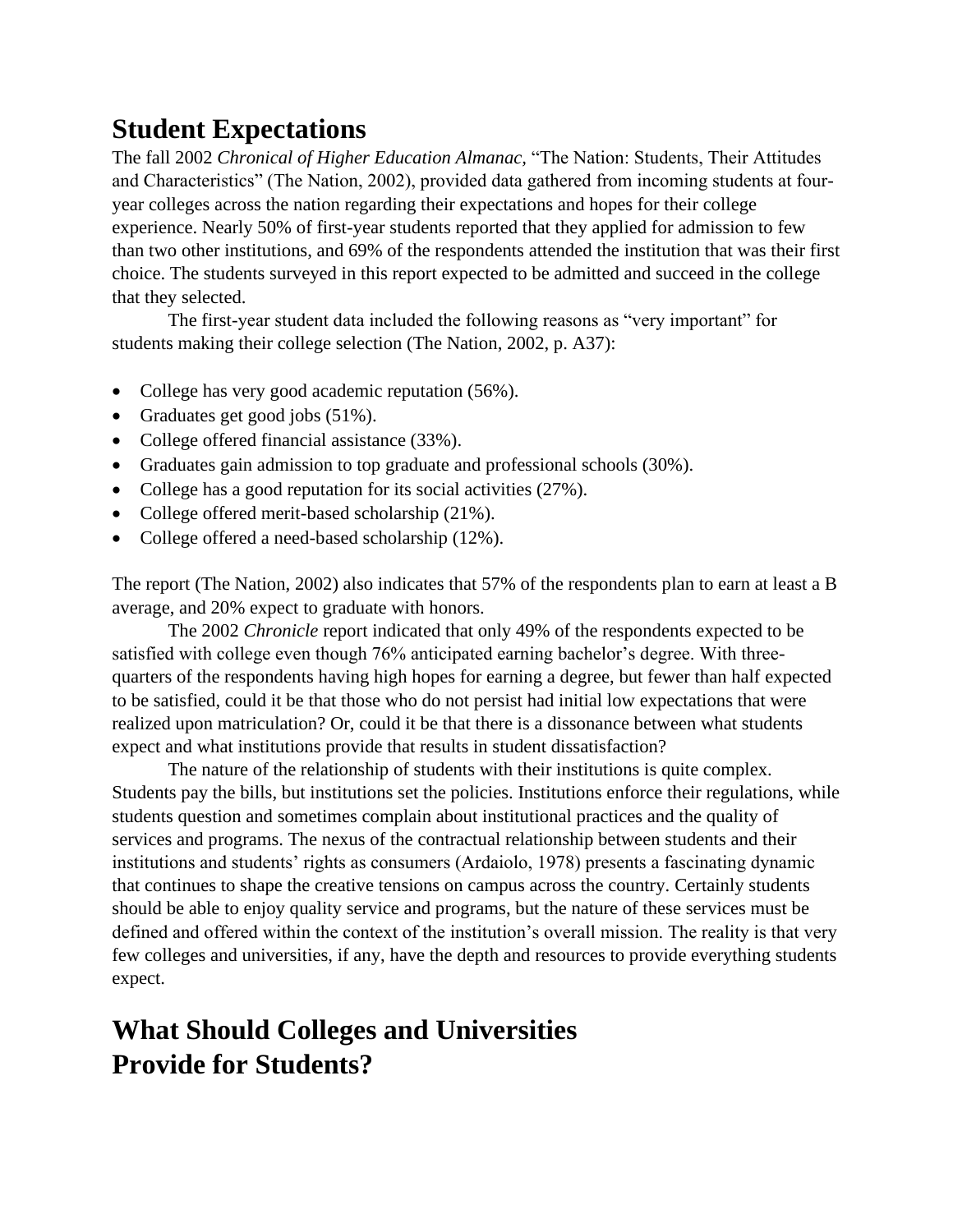## Student Expectations

The fall 2002 *Chronical of Higher Education Almanac*, "The Nation: Students, Their Attitudes and Characteristics" (The Nation, 2002), provided data gathered from incoming students at four-year colleges across the nation regarding their expectations and hopes for their college experience. Nearly 50% of first-year students reported that they applied for admission to few than two other institutions, and 69% of the respondents attended the institution that was their first choice. The students surveyed in this report expected to be admitted and succeed in the college that they selected.

The first-year student data included the following reasons as "very important" for students making their college selection (The Nation, 2002, p. A37):

- College has very good academic reputation (56%).
- Graduates get good jobs (51%).
- College offered financial assistance (33%).
- Graduates gain admission to top graduate and professional schools (30%).
- College has a good reputation for its social activities (27%).
- College offered merit-based scholarship (21%).
- College offered a need-based scholarship (12%).

The report (The Nation, 2002) also indicates that 57% of the respondents plan to earn at least a B average, and 20% expect to graduate with honors.

The 2002 *Chronicle* report indicated that only 49% of the respondents expected to be satisfied with college even though 76% anticipated earning bachelor's degree. With three-quarters of the respondents having high hopes for earning a degree, but fewer than half expected to be satisfied, could it be that those who do not persist had initial low expectations that were realized upon matriculation? Or, could it be that there is a dissonance between what students expect and what institutions provide that results in student dissatisfaction?

The nature of the relationship of students with their institutions is quite complex. Students pay the bills, but institutions set the policies. Institutions enforce their regulations, while students question and sometimes complain about institutional practices and the quality of services and programs. The nexus of the contractual relationship between students and their institutions and students' rights as consumers (Ardaiolo, 1978) presents a fascinating dynamic that continues to shape the creative tensions on campus across the country. Certainly students should be able to enjoy quality service and programs, but the nature of these services must be defined and offered within the context of the institution's overall mission. The reality is that very few colleges and universities, if any, have the depth and resources to provide everything students expect.

## What Should Colleges and Universities Provide for Students?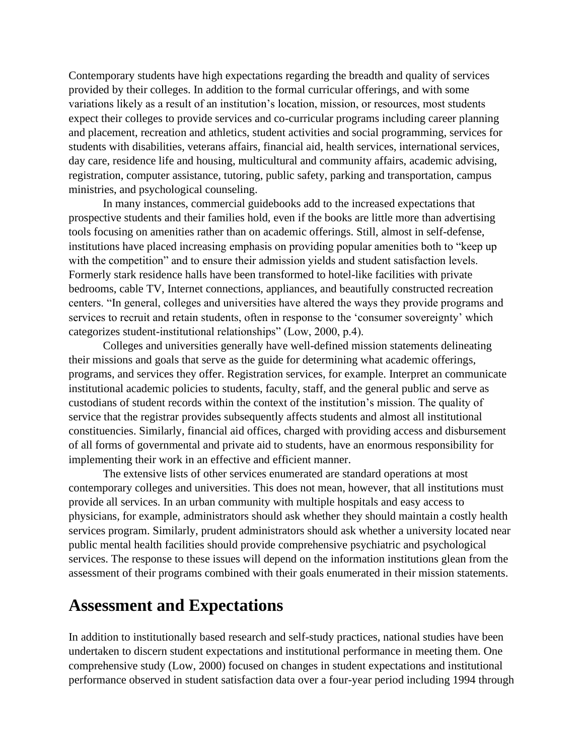Contemporary students have high expectations regarding the breadth and quality of services provided by their colleges. In addition to the formal curricular offerings, and with some variations likely as a result of an institution's location, mission, or resources, most students expect their colleges to provide services and co-curricular programs including career planning and placement, recreation and athletics, student activities and social programming, services for students with disabilities, veterans affairs, financial aid, health services, international services, day care, residence life and housing, multicultural and community affairs, academic advising, registration, computer assistance, tutoring, public safety, parking and transportation, campus ministries, and psychological counseling.

In many instances, commercial guidebooks add to the increased expectations that prospective students and their families hold, even if the books are little more than advertising tools focusing on amenities rather than on academic offerings. Still, almost in self-defense, institutions have placed increasing emphasis on providing popular amenities both to "keep up with the competition" and to ensure their admission yields and student satisfaction levels. Formerly stark residence halls have been transformed to hotel-like facilities with private bedrooms, cable TV, Internet connections, appliances, and beautifully constructed recreation centers. "In general, colleges and universities have altered the ways they provide programs and services to recruit and retain students, often in response to the 'consumer sovereignty' which categorizes student-institutional relationships" (Low, 2000, p.4).

Colleges and universities generally have well-defined mission statements delineating their missions and goals that serve as the guide for determining what academic offerings, programs, and services they offer. Registration services, for example. Interpret an communicate institutional academic policies to students, faculty, staff, and the general public and serve as custodians of student records within the context of the institution's mission. The quality of service that the registrar provides subsequently affects students and almost all institutional constituencies. Similarly, financial aid offices, charged with providing access and disbursement of all forms of governmental and private aid to students, have an enormous responsibility for implementing their work in an effective and efficient manner.

The extensive lists of other services enumerated are standard operations at most contemporary colleges and universities. This does not mean, however, that all institutions must provide all services. In an urban community with multiple hospitals and easy access to physicians, for example, administrators should ask whether they should maintain a costly health services program. Similarly, prudent administrators should ask whether a university located near public mental health facilities should provide comprehensive psychiatric and psychological services. The response to these issues will depend on the information institutions glean from the assessment of their programs combined with their goals enumerated in their mission statements.

## Assessment and Expectations

In addition to institutionally based research and self-study practices, national studies have been undertaken to discern student expectations and institutional performance in meeting them. One comprehensive study (Low, 2000) focused on changes in student expectations and institutional performance observed in student satisfaction data over a four-year period including 1994 through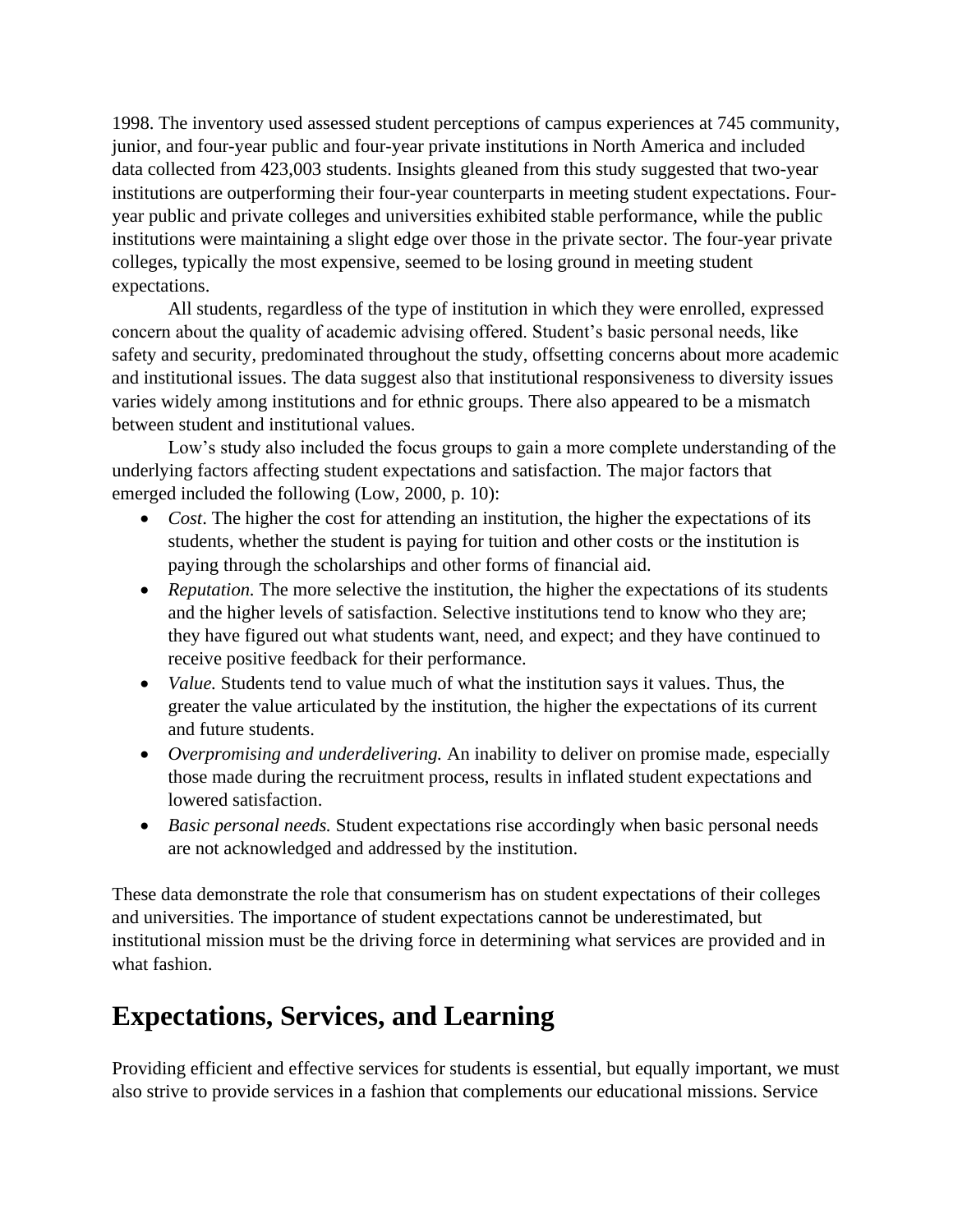1998. The inventory used assessed student perceptions of campus experiences at 745 community, junior, and four-year public and four-year private institutions in North America and included data collected from 423,003 students. Insights gleaned from this study suggested that two-year institutions are outperforming their four-year counterparts in meeting student expectations. Four-year public and private colleges and universities exhibited stable performance, while the public institutions were maintaining a slight edge over those in the private sector. The four-year private colleges, typically the most expensive, seemed to be losing ground in meeting student expectations.

All students, regardless of the type of institution in which they were enrolled, expressed concern about the quality of academic advising offered. Student's basic personal needs, like safety and security, predominated throughout the study, offsetting concerns about more academic and institutional issues. The data suggest also that institutional responsiveness to diversity issues varies widely among institutions and for ethnic groups. There also appeared to be a mismatch between student and institutional values.

Low's study also included the focus groups to gain a more complete understanding of the underlying factors affecting student expectations and satisfaction. The major factors that emerged included the following (Low, 2000, p. 10):

- *Cost*. The higher the cost for attending an institution, the higher the expectations of its students, whether the student is paying for tuition and other costs or the institution is paying through the scholarships and other forms of financial aid.
- *Reputation.* The more selective the institution, the higher the expectations of its students and the higher levels of satisfaction. Selective institutions tend to know who they are; they have figured out what students want, need, and expect; and they have continued to receive positive feedback for their performance.
- *Value.* Students tend to value much of what the institution says it values. Thus, the greater the value articulated by the institution, the higher the expectations of its current and future students.
- *Overpromising and underdelivering.* An inability to deliver on promise made, especially those made during the recruitment process, results in inflated student expectations and lowered satisfaction.
- *Basic personal needs.* Student expectations rise accordingly when basic personal needs are not acknowledged and addressed by the institution.

These data demonstrate the role that consumerism has on student expectations of their colleges and universities. The importance of student expectations cannot be underestimated, but institutional mission must be the driving force in determining what services are provided and in what fashion.

## Expectations, Services, and Learning

Providing efficient and effective services for students is essential, but equally important, we must also strive to provide services in a fashion that complements our educational missions. Service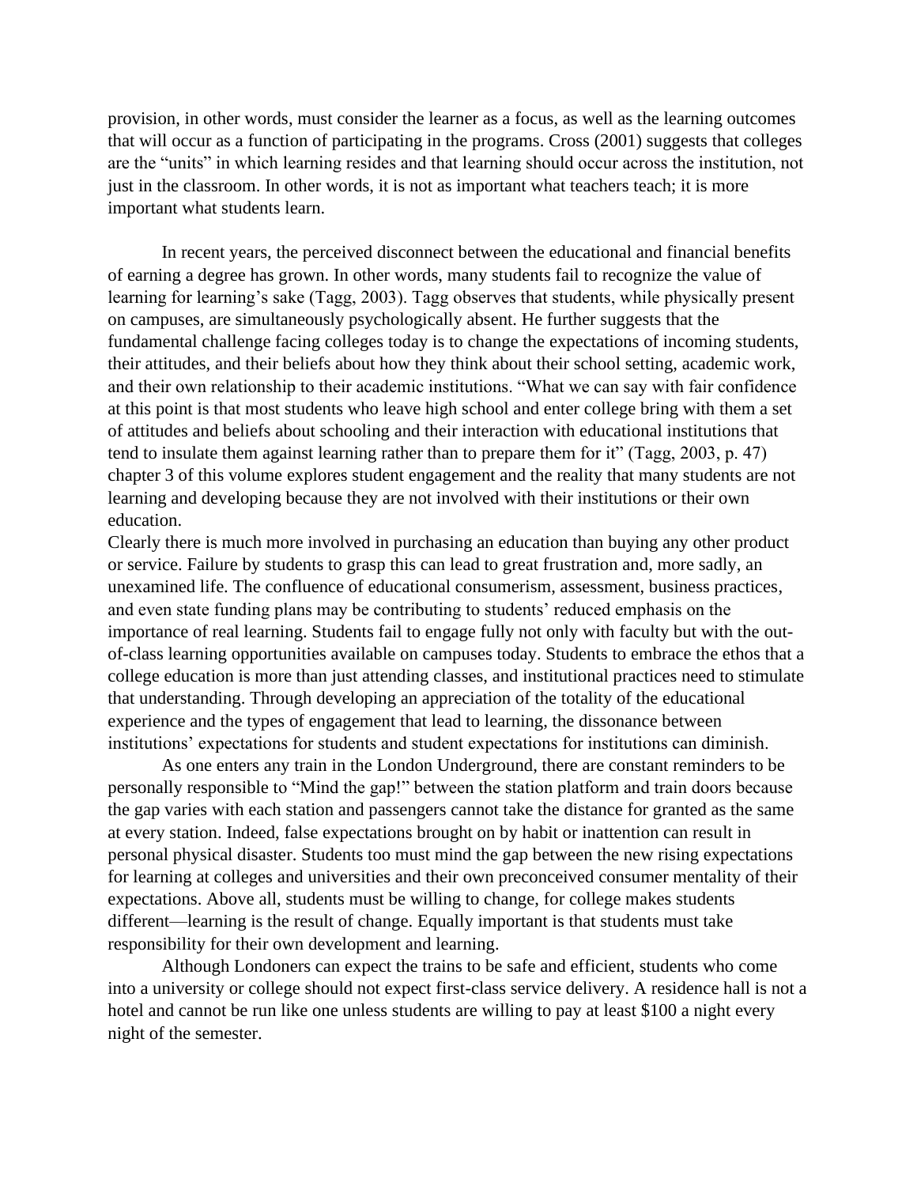provision, in other words, must consider the learner as a focus, as well as the learning outcomes that will occur as a function of participating in the programs. Cross (2001) suggests that colleges are the "units" in which learning resides and that learning should occur across the institution, not just in the classroom. In other words, it is not as important what teachers teach; it is more important what students learn.

In recent years, the perceived disconnect between the educational and financial benefits of earning a degree has grown. In other words, many students fail to recognize the value of learning for learning's sake (Tagg, 2003). Tagg observes that students, while physically present on campuses, are simultaneously psychologically absent. He further suggests that the fundamental challenge facing colleges today is to change the expectations of incoming students, their attitudes, and their beliefs about how they think about their school setting, academic work, and their own relationship to their academic institutions. "What we can say with fair confidence at this point is that most students who leave high school and enter college bring with them a set of attitudes and beliefs about schooling and their interaction with educational institutions that tend to insulate them against learning rather than to prepare them for it" (Tagg, 2003, p. 47) chapter 3 of this volume explores student engagement and the reality that many students are not learning and developing because they are not involved with their institutions or their own education.

Clearly there is much more involved in purchasing an education than buying any other product or service. Failure by students to grasp this can lead to great frustration and, more sadly, an unexamined life. The confluence of educational consumerism, assessment, business practices, and even state funding plans may be contributing to students' reduced emphasis on the importance of real learning. Students fail to engage fully not only with faculty but with the out-of-class learning opportunities available on campuses today. Students to embrace the ethos that a college education is more than just attending classes, and institutional practices need to stimulate that understanding. Through developing an appreciation of the totality of the educational experience and the types of engagement that lead to learning, the dissonance between institutions' expectations for students and student expectations for institutions can diminish.

As one enters any train in the London Underground, there are constant reminders to be personally responsible to "Mind the gap!" between the station platform and train doors because the gap varies with each station and passengers cannot take the distance for granted as the same at every station. Indeed, false expectations brought on by habit or inattention can result in personal physical disaster. Students too must mind the gap between the new rising expectations for learning at colleges and universities and their own preconceived consumer mentality of their expectations. Above all, students must be willing to change, for college makes students different—learning is the result of change. Equally important is that students must take responsibility for their own development and learning.

Although Londoners can expect the trains to be safe and efficient, students who come into a university or college should not expect first-class service delivery. A residence hall is not a hotel and cannot be run like one unless students are willing to pay at least $100 a night every night of the semester.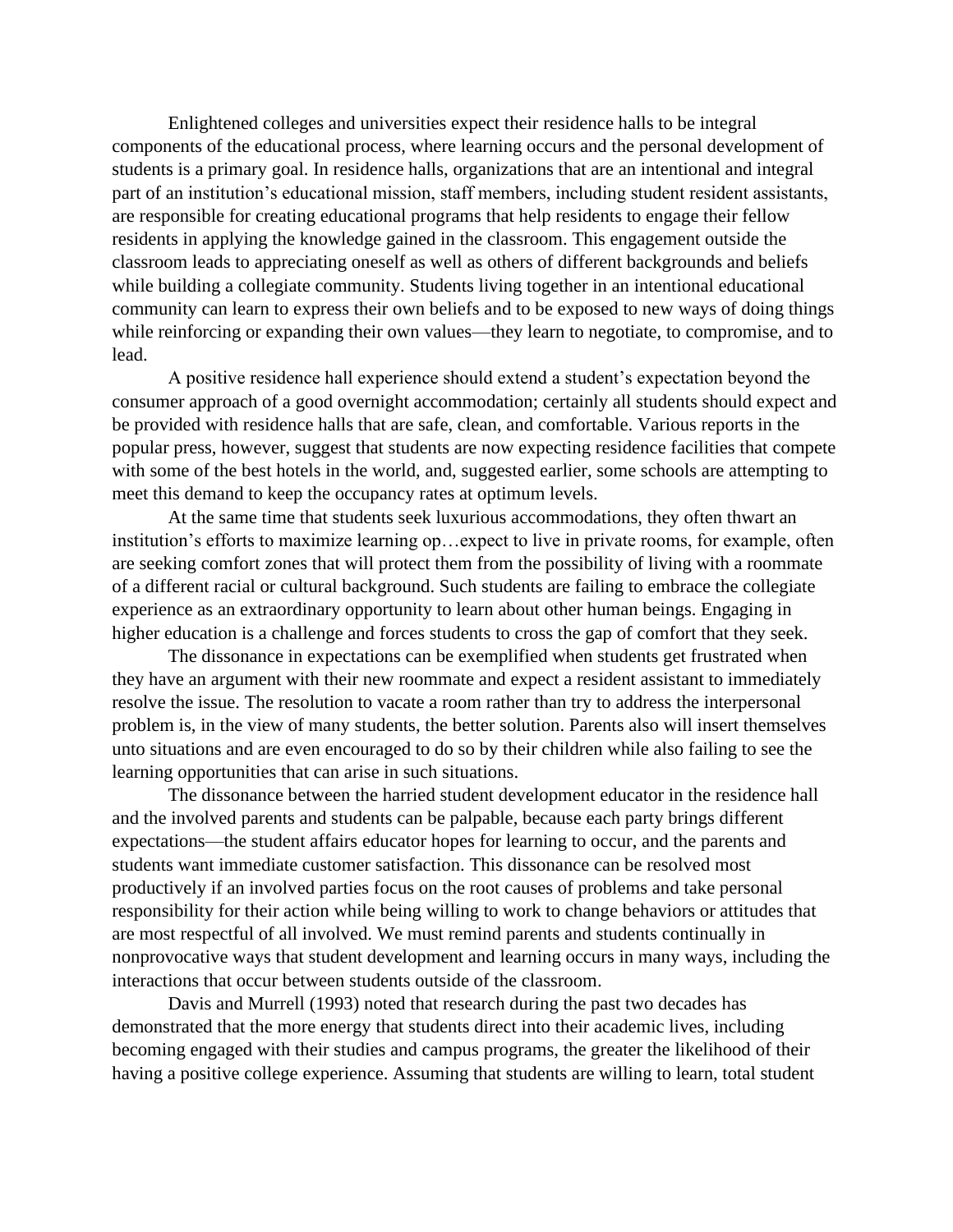Enlightened colleges and universities expect their residence halls to be integral components of the educational process, where learning occurs and the personal development of students is a primary goal. In residence halls, organizations that are an intentional and integral part of an institution's educational mission, staff members, including student resident assistants, are responsible for creating educational programs that help residents to engage their fellow residents in applying the knowledge gained in the classroom. This engagement outside the classroom leads to appreciating oneself as well as others of different backgrounds and beliefs while building a collegiate community. Students living together in an intentional educational community can learn to express their own beliefs and to be exposed to new ways of doing things while reinforcing or expanding their own values—they learn to negotiate, to compromise, and to lead.

A positive residence hall experience should extend a student's expectation beyond the consumer approach of a good overnight accommodation; certainly all students should expect and be provided with residence halls that are safe, clean, and comfortable. Various reports in the popular press, however, suggest that students are now expecting residence facilities that compete with some of the best hotels in the world, and, suggested earlier, some schools are attempting to meet this demand to keep the occupancy rates at optimum levels.

At the same time that students seek luxurious accommodations, they often thwart an institution's efforts to maximize learning op…expect to live in private rooms, for example, often are seeking comfort zones that will protect them from the possibility of living with a roommate of a different racial or cultural background. Such students are failing to embrace the collegiate experience as an extraordinary opportunity to learn about other human beings. Engaging in higher education is a challenge and forces students to cross the gap of comfort that they seek.

The dissonance in expectations can be exemplified when students get frustrated when they have an argument with their new roommate and expect a resident assistant to immediately resolve the issue. The resolution to vacate a room rather than try to address the interpersonal problem is, in the view of many students, the better solution. Parents also will insert themselves unto situations and are even encouraged to do so by their children while also failing to see the learning opportunities that can arise in such situations.

The dissonance between the harried student development educator in the residence hall and the involved parents and students can be palpable, because each party brings different expectations—the student affairs educator hopes for learning to occur, and the parents and students want immediate customer satisfaction. This dissonance can be resolved most productively if an involved parties focus on the root causes of problems and take personal responsibility for their action while being willing to work to change behaviors or attitudes that are most respectful of all involved. We must remind parents and students continually in nonprovocative ways that student development and learning occurs in many ways, including the interactions that occur between students outside of the classroom.

Davis and Murrell (1993) noted that research during the past two decades has demonstrated that the more energy that students direct into their academic lives, including becoming engaged with their studies and campus programs, the greater the likelihood of their having a positive college experience. Assuming that students are willing to learn, total student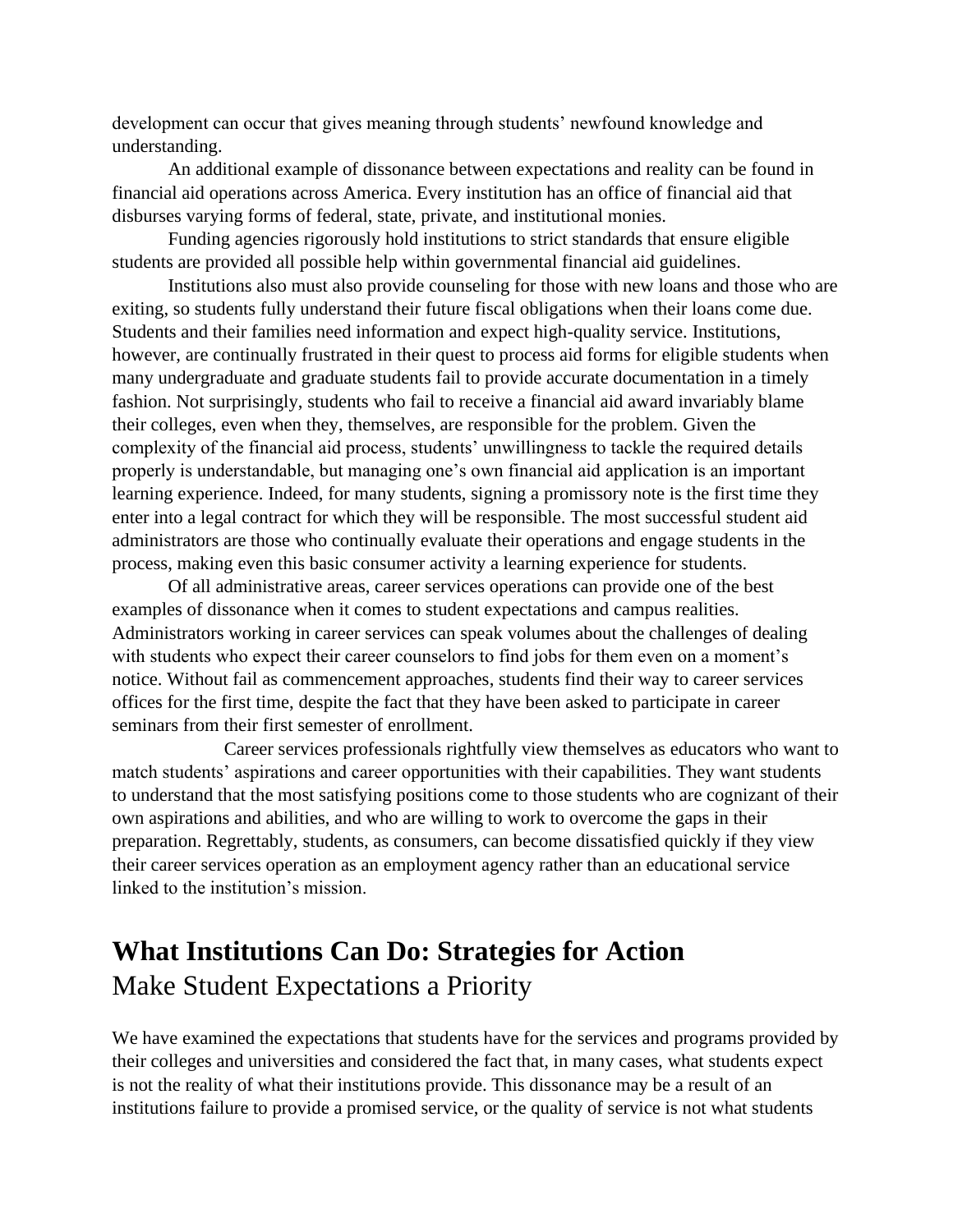development can occur that gives meaning through students' newfound knowledge and understanding.

An additional example of dissonance between expectations and reality can be found in financial aid operations across America. Every institution has an office of financial aid that disburses varying forms of federal, state, private, and institutional monies.

Funding agencies rigorously hold institutions to strict standards that ensure eligible students are provided all possible help within governmental financial aid guidelines.

Institutions also must also provide counseling for those with new loans and those who are exiting, so students fully understand their future fiscal obligations when their loans come due. Students and their families need information and expect high-quality service. Institutions, however, are continually frustrated in their quest to process aid forms for eligible students when many undergraduate and graduate students fail to provide accurate documentation in a timely fashion. Not surprisingly, students who fail to receive a financial aid award invariably blame their colleges, even when they, themselves, are responsible for the problem. Given the complexity of the financial aid process, students' unwillingness to tackle the required details properly is understandable, but managing one's own financial aid application is an important learning experience. Indeed, for many students, signing a promissory note is the first time they enter into a legal contract for which they will be responsible. The most successful student aid administrators are those who continually evaluate their operations and engage students in the process, making even this basic consumer activity a learning experience for students.

Of all administrative areas, career services operations can provide one of the best examples of dissonance when it comes to student expectations and campus realities. Administrators working in career services can speak volumes about the challenges of dealing with students who expect their career counselors to find jobs for them even on a moment's notice. Without fail as commencement approaches, students find their way to career services offices for the first time, despite the fact that they have been asked to participate in career seminars from their first semester of enrollment.

Career services professionals rightfully view themselves as educators who want to match students' aspirations and career opportunities with their capabilities. They want students to understand that the most satisfying positions come to those students who are cognizant of their own aspirations and abilities, and who are willing to work to overcome the gaps in their preparation. Regrettably, students, as consumers, can become dissatisfied quickly if they view their career services operation as an employment agency rather than an educational service linked to the institution's mission.

## What Institutions Can Do: Strategies for Action

### Make Student Expectations a Priority

We have examined the expectations that students have for the services and programs provided by their colleges and universities and considered the fact that, in many cases, what students expect is not the reality of what their institutions provide. This dissonance may be a result of an institutions failure to provide a promised service, or the quality of service is not what students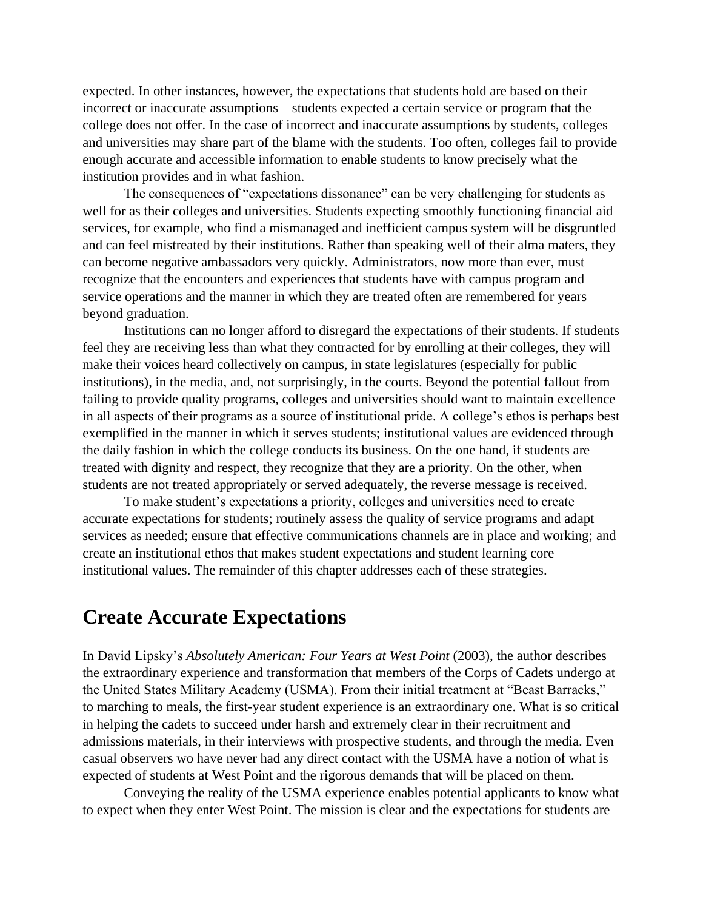expected. In other instances, however, the expectations that students hold are based on their incorrect or inaccurate assumptions—students expected a certain service or program that the college does not offer. In the case of incorrect and inaccurate assumptions by students, colleges and universities may share part of the blame with the students. Too often, colleges fail to provide enough accurate and accessible information to enable students to know precisely what the institution provides and in what fashion.

The consequences of "expectations dissonance" can be very challenging for students as well for as their colleges and universities. Students expecting smoothly functioning financial aid services, for example, who find a mismanaged and inefficient campus system will be disgruntled and can feel mistreated by their institutions. Rather than speaking well of their alma maters, they can become negative ambassadors very quickly. Administrators, now more than ever, must recognize that the encounters and experiences that students have with campus program and service operations and the manner in which they are treated often are remembered for years beyond graduation.

Institutions can no longer afford to disregard the expectations of their students. If students feel they are receiving less than what they contracted for by enrolling at their colleges, they will make their voices heard collectively on campus, in state legislatures (especially for public institutions), in the media, and, not surprisingly, in the courts. Beyond the potential fallout from failing to provide quality programs, colleges and universities should want to maintain excellence in all aspects of their programs as a source of institutional pride. A college's ethos is perhaps best exemplified in the manner in which it serves students; institutional values are evidenced through the daily fashion in which the college conducts its business. On the one hand, if students are treated with dignity and respect, they recognize that they are a priority. On the other, when students are not treated appropriately or served adequately, the reverse message is received.

To make student's expectations a priority, colleges and universities need to create accurate expectations for students; routinely assess the quality of service programs and adapt services as needed; ensure that effective communications channels are in place and working; and create an institutional ethos that makes student expectations and student learning core institutional values. The remainder of this chapter addresses each of these strategies.

## Create Accurate Expectations

In David Lipsky's *Absolutely American: Four Years at West Point* (2003), the author describes the extraordinary experience and transformation that members of the Corps of Cadets undergo at the United States Military Academy (USMA). From their initial treatment at "Beast Barracks," to marching to meals, the first-year student experience is an extraordinary one. What is so critical in helping the cadets to succeed under harsh and extremely clear in their recruitment and admissions materials, in their interviews with prospective students, and through the media. Even casual observers wo have never had any direct contact with the USMA have a notion of what is expected of students at West Point and the rigorous demands that will be placed on them.

Conveying the reality of the USMA experience enables potential applicants to know what to expect when they enter West Point. The mission is clear and the expectations for students are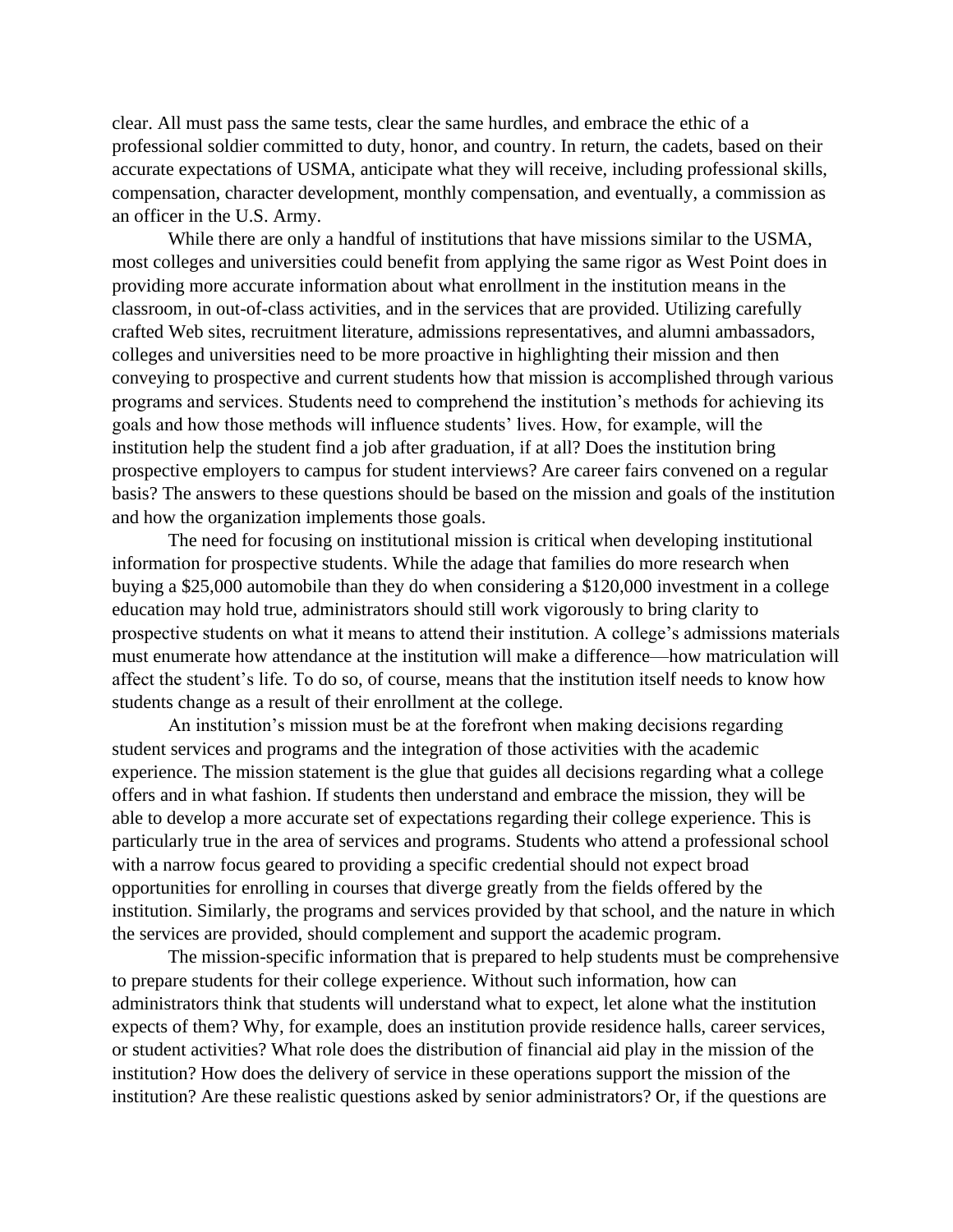clear. All must pass the same tests, clear the same hurdles, and embrace the ethic of a professional soldier committed to duty, honor, and country. In return, the cadets, based on their accurate expectations of USMA, anticipate what they will receive, including professional skills, compensation, character development, monthly compensation, and eventually, a commission as an officer in the U.S. Army.

While there are only a handful of institutions that have missions similar to the USMA, most colleges and universities could benefit from applying the same rigor as West Point does in providing more accurate information about what enrollment in the institution means in the classroom, in out-of-class activities, and in the services that are provided. Utilizing carefully crafted Web sites, recruitment literature, admissions representatives, and alumni ambassadors, colleges and universities need to be more proactive in highlighting their mission and then conveying to prospective and current students how that mission is accomplished through various programs and services. Students need to comprehend the institution's methods for achieving its goals and how those methods will influence students' lives. How, for example, will the institution help the student find a job after graduation, if at all? Does the institution bring prospective employers to campus for student interviews? Are career fairs convened on a regular basis? The answers to these questions should be based on the mission and goals of the institution and how the organization implements those goals.

The need for focusing on institutional mission is critical when developing institutional information for prospective students. While the adage that families do more research when buying a $25,000 automobile than they do when considering a $120,000 investment in a college education may hold true, administrators should still work vigorously to bring clarity to prospective students on what it means to attend their institution. A college's admissions materials must enumerate how attendance at the institution will make a difference—how matriculation will affect the student's life. To do so, of course, means that the institution itself needs to know how students change as a result of their enrollment at the college.

An institution's mission must be at the forefront when making decisions regarding student services and programs and the integration of those activities with the academic experience. The mission statement is the glue that guides all decisions regarding what a college offers and in what fashion. If students then understand and embrace the mission, they will be able to develop a more accurate set of expectations regarding their college experience. This is particularly true in the area of services and programs. Students who attend a professional school with a narrow focus geared to providing a specific credential should not expect broad opportunities for enrolling in courses that diverge greatly from the fields offered by the institution. Similarly, the programs and services provided by that school, and the nature in which the services are provided, should complement and support the academic program.

The mission-specific information that is prepared to help students must be comprehensive to prepare students for their college experience. Without such information, how can administrators think that students will understand what to expect, let alone what the institution expects of them? Why, for example, does an institution provide residence halls, career services, or student activities? What role does the distribution of financial aid play in the mission of the institution? How does the delivery of service in these operations support the mission of the institution? Are these realistic questions asked by senior administrators? Or, if the questions are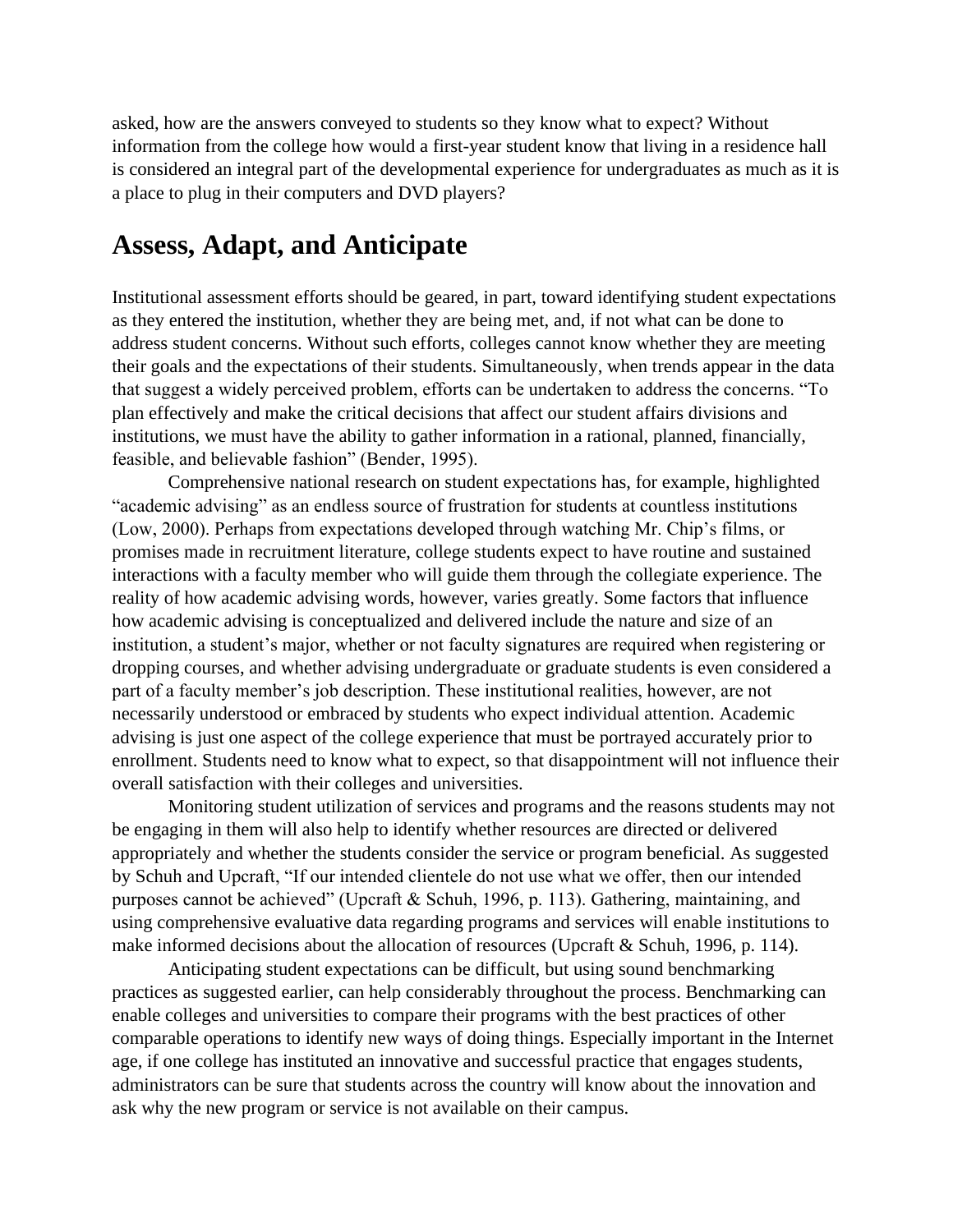asked, how are the answers conveyed to students so they know what to expect? Without information from the college how would a first-year student know that living in a residence hall is considered an integral part of the developmental experience for undergraduates as much as it is a place to plug in their computers and DVD players?

## Assess, Adapt, and Anticipate

Institutional assessment efforts should be geared, in part, toward identifying student expectations as they entered the institution, whether they are being met, and, if not what can be done to address student concerns. Without such efforts, colleges cannot know whether they are meeting their goals and the expectations of their students. Simultaneously, when trends appear in the data that suggest a widely perceived problem, efforts can be undertaken to address the concerns. "To plan effectively and make the critical decisions that affect our student affairs divisions and institutions, we must have the ability to gather information in a rational, planned, financially, feasible, and believable fashion" (Bender, 1995).

Comprehensive national research on student expectations has, for example, highlighted "academic advising" as an endless source of frustration for students at countless institutions (Low, 2000). Perhaps from expectations developed through watching Mr. Chip's films, or promises made in recruitment literature, college students expect to have routine and sustained interactions with a faculty member who will guide them through the collegiate experience. The reality of how academic advising words, however, varies greatly. Some factors that influence how academic advising is conceptualized and delivered include the nature and size of an institution, a student's major, whether or not faculty signatures are required when registering or dropping courses, and whether advising undergraduate or graduate students is even considered a part of a faculty member's job description. These institutional realities, however, are not necessarily understood or embraced by students who expect individual attention. Academic advising is just one aspect of the college experience that must be portrayed accurately prior to enrollment. Students need to know what to expect, so that disappointment will not influence their overall satisfaction with their colleges and universities.

Monitoring student utilization of services and programs and the reasons students may not be engaging in them will also help to identify whether resources are directed or delivered appropriately and whether the students consider the service or program beneficial. As suggested by Schuh and Upcraft, "If our intended clientele do not use what we offer, then our intended purposes cannot be achieved" (Upcraft & Schuh, 1996, p. 113). Gathering, maintaining, and using comprehensive evaluative data regarding programs and services will enable institutions to make informed decisions about the allocation of resources (Upcraft & Schuh, 1996, p. 114).

Anticipating student expectations can be difficult, but using sound benchmarking practices as suggested earlier, can help considerably throughout the process. Benchmarking can enable colleges and universities to compare their programs with the best practices of other comparable operations to identify new ways of doing things. Especially important in the Internet age, if one college has instituted an innovative and successful practice that engages students, administrators can be sure that students across the country will know about the innovation and ask why the new program or service is not available on their campus.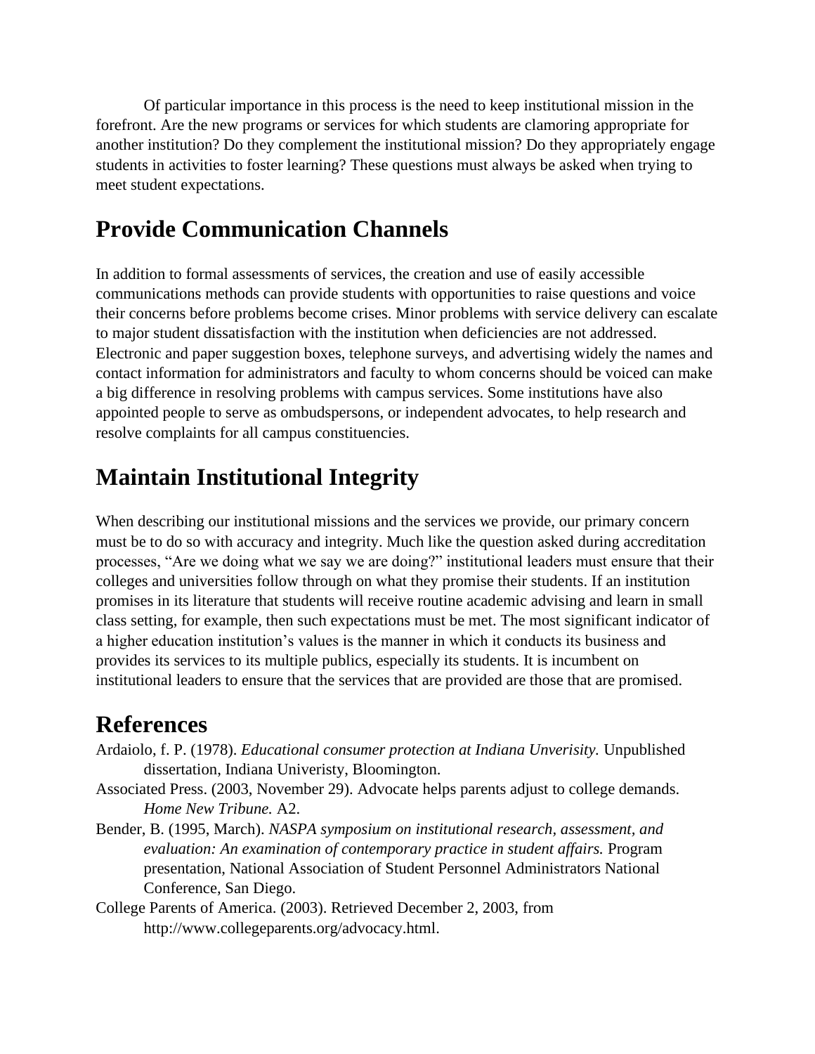Of particular importance in this process is the need to keep institutional mission in the forefront. Are the new programs or services for which students are clamoring appropriate for another institution? Do they complement the institutional mission? Do they appropriately engage students in activities to foster learning? These questions must always be asked when trying to meet student expectations.

## Provide Communication Channels

In addition to formal assessments of services, the creation and use of easily accessible communications methods can provide students with opportunities to raise questions and voice their concerns before problems become crises. Minor problems with service delivery can escalate to major student dissatisfaction with the institution when deficiencies are not addressed. Electronic and paper suggestion boxes, telephone surveys, and advertising widely the names and contact information for administrators and faculty to whom concerns should be voiced can make a big difference in resolving problems with campus services. Some institutions have also appointed people to serve as ombudspersons, or independent advocates, to help research and resolve complaints for all campus constituencies.

## Maintain Institutional Integrity

When describing our institutional missions and the services we provide, our primary concern must be to do so with accuracy and integrity. Much like the question asked during accreditation processes, “Are we doing what we say we are doing?” institutional leaders must ensure that their colleges and universities follow through on what they promise their students. If an institution promises in its literature that students will receive routine academic advising and learn in small class setting, for example, then such expectations must be met. The most significant indicator of a higher education institution’s values is the manner in which it conducts its business and provides its services to its multiple publics, especially its students. It is incumbent on institutional leaders to ensure that the services that are provided are those that are promised.

## References

Ardaiolo, f. P. (1978). *Educational consumer protection at Indiana Unverisity.* Unpublished dissertation, Indiana Univeristy, Bloomington.

Associated Press. (2003, November 29). Advocate helps parents adjust to college demands. *Home New Tribune.* A2.

Bender, B. (1995, March). *NASPA symposium on institutional research, assessment, and evaluation: An examination of contemporary practice in student affairs.* Program presentation, National Association of Student Personnel Administrators National Conference, San Diego.

College Parents of America. (2003). Retrieved December 2, 2003, from http://www.collegeparents.org/advocacy.html.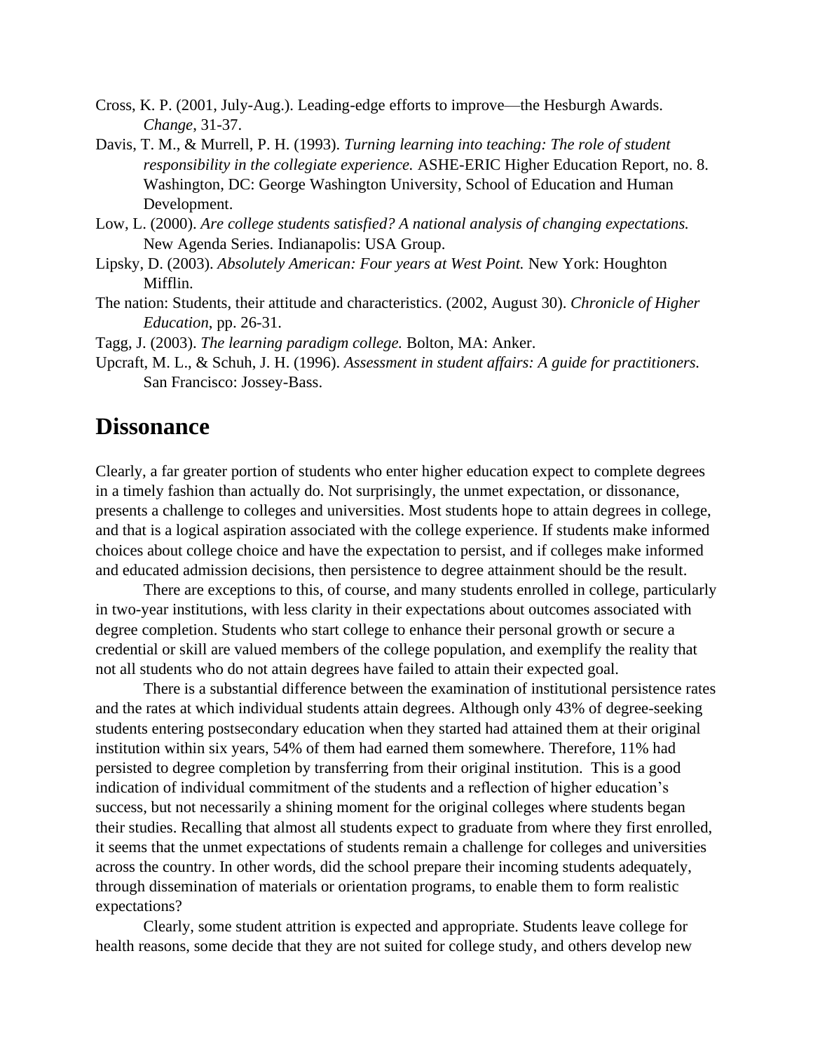Cross, K. P. (2001, July-Aug.). Leading-edge efforts to improve—the Hesburgh Awards. *Change*, 31-37.

Davis, T. M., & Murrell, P. H. (1993). *Turning learning into teaching: The role of student responsibility in the collegiate experience.* ASHE-ERIC Higher Education Report, no. 8. Washington, DC: George Washington University, School of Education and Human Development.

Low, L. (2000). *Are college students satisfied? A national analysis of changing expectations.* New Agenda Series. Indianapolis: USA Group.

Lipsky, D. (2003). *Absolutely American: Four years at West Point.* New York: Houghton Mifflin.

The nation: Students, their attitude and characteristics. (2002, August 30). *Chronicle of Higher Education*, pp. 26-31.

Tagg, J. (2003). *The learning paradigm college.* Bolton, MA: Anker.

Upcraft, M. L., & Schuh, J. H. (1996). *Assessment in student affairs: A guide for practitioners.* San Francisco: Jossey-Bass.

## Dissonance

Clearly, a far greater portion of students who enter higher education expect to complete degrees in a timely fashion than actually do. Not surprisingly, the unmet expectation, or dissonance, presents a challenge to colleges and universities. Most students hope to attain degrees in college, and that is a logical aspiration associated with the college experience. If students make informed choices about college choice and have the expectation to persist, and if colleges make informed and educated admission decisions, then persistence to degree attainment should be the result.

There are exceptions to this, of course, and many students enrolled in college, particularly in two-year institutions, with less clarity in their expectations about outcomes associated with degree completion. Students who start college to enhance their personal growth or secure a credential or skill are valued members of the college population, and exemplify the reality that not all students who do not attain degrees have failed to attain their expected goal.

There is a substantial difference between the examination of institutional persistence rates and the rates at which individual students attain degrees. Although only 43% of degree-seeking students entering postsecondary education when they started had attained them at their original institution within six years, 54% of them had earned them somewhere. Therefore, 11% had persisted to degree completion by transferring from their original institution. This is a good indication of individual commitment of the students and a reflection of higher education's success, but not necessarily a shining moment for the original colleges where students began their studies. Recalling that almost all students expect to graduate from where they first enrolled, it seems that the unmet expectations of students remain a challenge for colleges and universities across the country. In other words, did the school prepare their incoming students adequately, through dissemination of materials or orientation programs, to enable them to form realistic expectations?

Clearly, some student attrition is expected and appropriate. Students leave college for health reasons, some decide that they are not suited for college study, and others develop new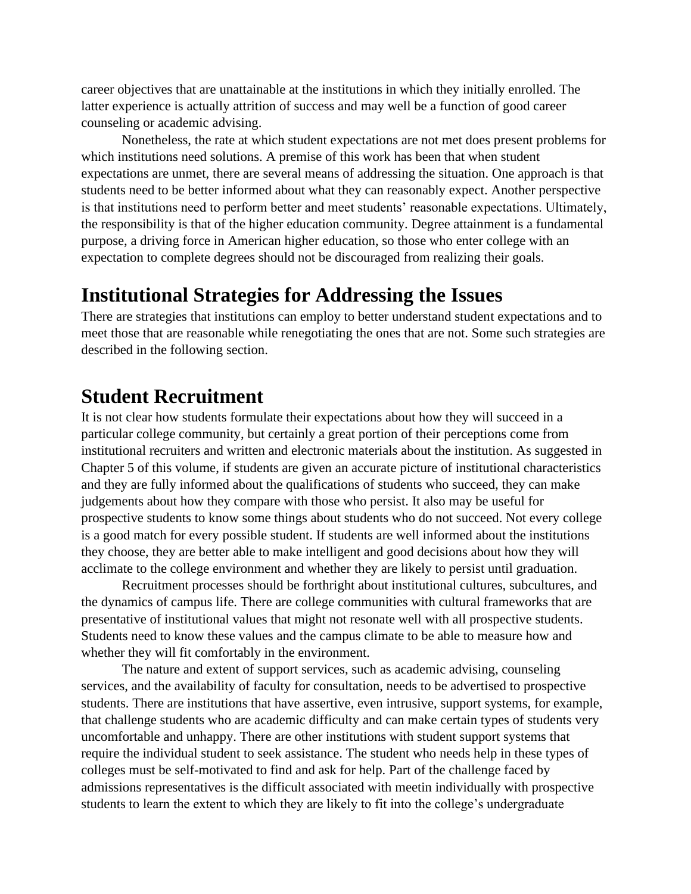career objectives that are unattainable at the institutions in which they initially enrolled. The latter experience is actually attrition of success and may well be a function of good career counseling or academic advising.

Nonetheless, the rate at which student expectations are not met does present problems for which institutions need solutions. A premise of this work has been that when student expectations are unmet, there are several means of addressing the situation. One approach is that students need to be better informed about what they can reasonably expect. Another perspective is that institutions need to perform better and meet students' reasonable expectations. Ultimately, the responsibility is that of the higher education community. Degree attainment is a fundamental purpose, a driving force in American higher education, so those who enter college with an expectation to complete degrees should not be discouraged from realizing their goals.

## Institutional Strategies for Addressing the Issues

There are strategies that institutions can employ to better understand student expectations and to meet those that are reasonable while renegotiating the ones that are not. Some such strategies are described in the following section.

## Student Recruitment

It is not clear how students formulate their expectations about how they will succeed in a particular college community, but certainly a great portion of their perceptions come from institutional recruiters and written and electronic materials about the institution. As suggested in Chapter 5 of this volume, if students are given an accurate picture of institutional characteristics and they are fully informed about the qualifications of students who succeed, they can make judgements about how they compare with those who persist. It also may be useful for prospective students to know some things about students who do not succeed. Not every college is a good match for every possible student. If students are well informed about the institutions they choose, they are better able to make intelligent and good decisions about how they will acclimate to the college environment and whether they are likely to persist until graduation.

Recruitment processes should be forthright about institutional cultures, subcultures, and the dynamics of campus life. There are college communities with cultural frameworks that are presentative of institutional values that might not resonate well with all prospective students. Students need to know these values and the campus climate to be able to measure how and whether they will fit comfortably in the environment.

The nature and extent of support services, such as academic advising, counseling services, and the availability of faculty for consultation, needs to be advertised to prospective students. There are institutions that have assertive, even intrusive, support systems, for example, that challenge students who are academic difficulty and can make certain types of students very uncomfortable and unhappy. There are other institutions with student support systems that require the individual student to seek assistance. The student who needs help in these types of colleges must be self-motivated to find and ask for help. Part of the challenge faced by admissions representatives is the difficult associated with meetin individually with prospective students to learn the extent to which they are likely to fit into the college's undergraduate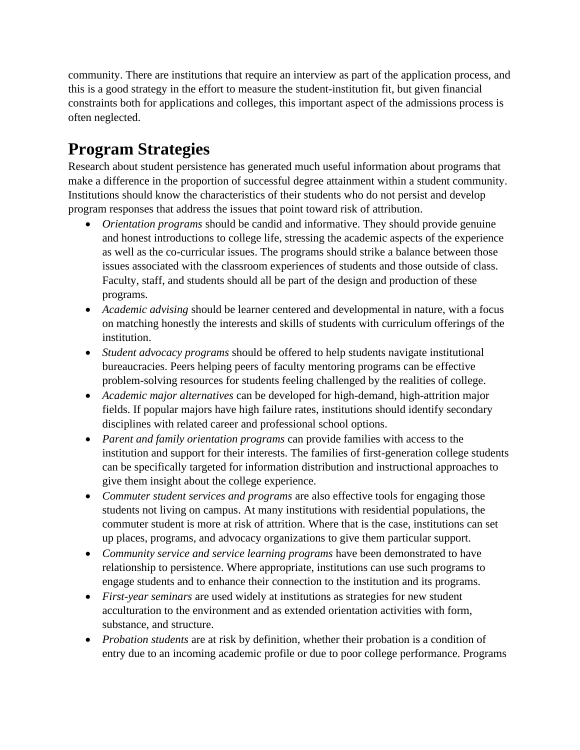community. There are institutions that require an interview as part of the application process, and this is a good strategy in the effort to measure the student-institution fit, but given financial constraints both for applications and colleges, this important aspect of the admissions process is often neglected.

# Program Strategies

Research about student persistence has generated much useful information about programs that make a difference in the proportion of successful degree attainment within a student community. Institutions should know the characteristics of their students who do not persist and develop program responses that address the issues that point toward risk of attribution.

- *Orientation programs* should be candid and informative. They should provide genuine and honest introductions to college life, stressing the academic aspects of the experience as well as the co-curricular issues. The programs should strike a balance between those issues associated with the classroom experiences of students and those outside of class. Faculty, staff, and students should all be part of the design and production of these programs.
- *Academic advising* should be learner centered and developmental in nature, with a focus on matching honestly the interests and skills of students with curriculum offerings of the institution.
- *Student advocacy programs* should be offered to help students navigate institutional bureaucracies. Peers helping peers of faculty mentoring programs can be effective problem-solving resources for students feeling challenged by the realities of college.
- *Academic major alternatives* can be developed for high-demand, high-attrition major fields. If popular majors have high failure rates, institutions should identify secondary disciplines with related career and professional school options.
- *Parent and family orientation programs* can provide families with access to the institution and support for their interests. The families of first-generation college students can be specifically targeted for information distribution and instructional approaches to give them insight about the college experience.
- *Commuter student services and programs* are also effective tools for engaging those students not living on campus. At many institutions with residential populations, the commuter student is more at risk of attrition. Where that is the case, institutions can set up places, programs, and advocacy organizations to give them particular support.
- *Community service and service learning programs* have been demonstrated to have relationship to persistence. Where appropriate, institutions can use such programs to engage students and to enhance their connection to the institution and its programs.
- *First-year seminars* are used widely at institutions as strategies for new student acculturation to the environment and as extended orientation activities with form, substance, and structure.
- *Probation students* are at risk by definition, whether their probation is a condition of entry due to an incoming academic profile or due to poor college performance. Programs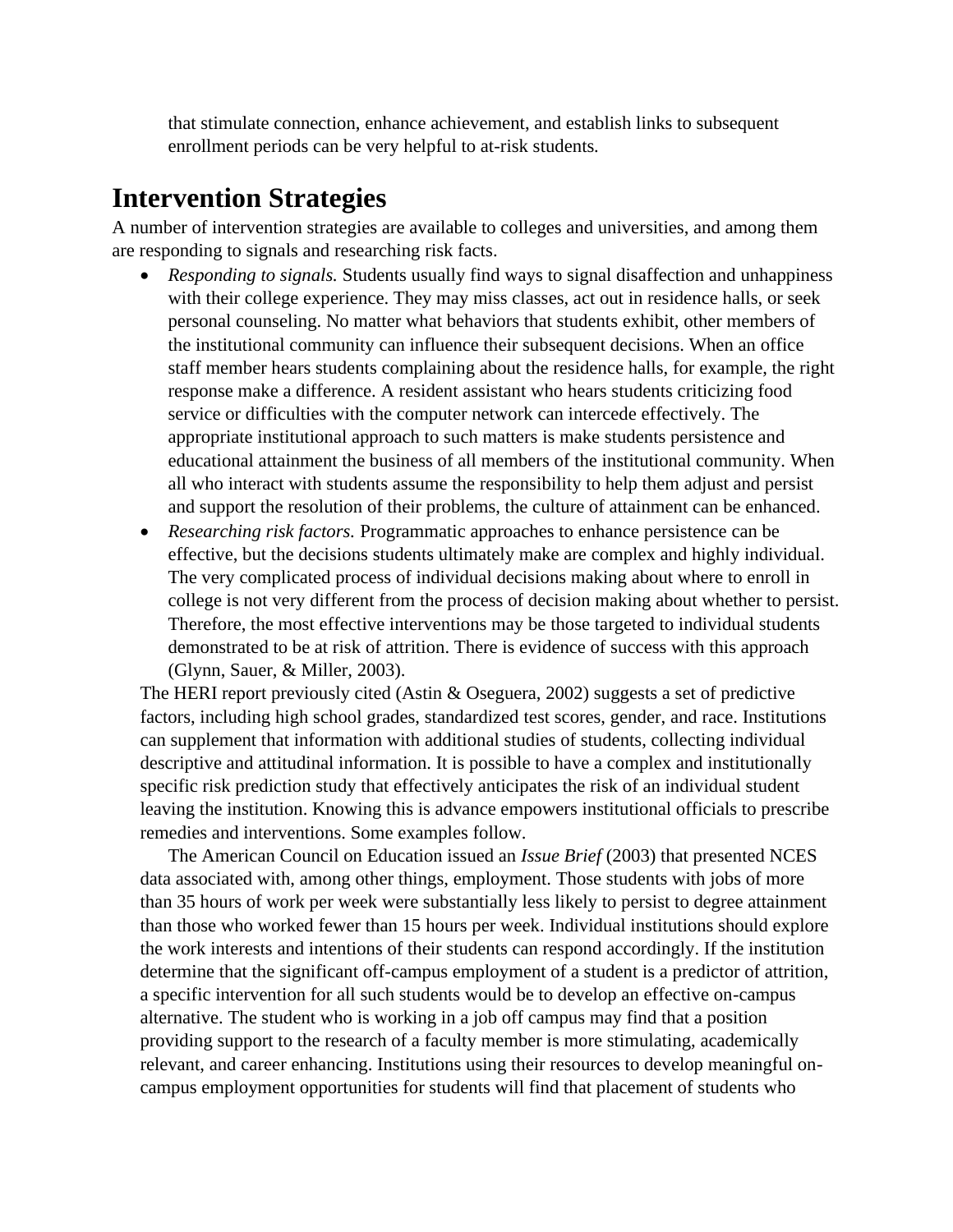that stimulate connection, enhance achievement, and establish links to subsequent enrollment periods can be very helpful to at-risk students.

# Intervention Strategies

A number of intervention strategies are available to colleges and universities, and among them are responding to signals and researching risk facts.

- *Responding to signals.* Students usually find ways to signal disaffection and unhappiness with their college experience. They may miss classes, act out in residence halls, or seek personal counseling. No matter what behaviors that students exhibit, other members of the institutional community can influence their subsequent decisions. When an office staff member hears students complaining about the residence halls, for example, the right response make a difference. A resident assistant who hears students criticizing food service or difficulties with the computer network can intercede effectively. The appropriate institutional approach to such matters is make students persistence and educational attainment the business of all members of the institutional community. When all who interact with students assume the responsibility to help them adjust and persist and support the resolution of their problems, the culture of attainment can be enhanced.
- *Researching risk factors.* Programmatic approaches to enhance persistence can be effective, but the decisions students ultimately make are complex and highly individual. The very complicated process of individual decisions making about where to enroll in college is not very different from the process of decision making about whether to persist. Therefore, the most effective interventions may be those targeted to individual students demonstrated to be at risk of attrition. There is evidence of success with this approach (Glynn, Sauer, & Miller, 2003).

The HERI report previously cited (Astin & Oseguera, 2002) suggests a set of predictive factors, including high school grades, standardized test scores, gender, and race. Institutions can supplement that information with additional studies of students, collecting individual descriptive and attitudinal information. It is possible to have a complex and institutionally specific risk prediction study that effectively anticipates the risk of an individual student leaving the institution. Knowing this is advance empowers institutional officials to prescribe remedies and interventions. Some examples follow.

The American Council on Education issued an *Issue Brief* (2003) that presented NCES data associated with, among other things, employment. Those students with jobs of more than 35 hours of work per week were substantially less likely to persist to degree attainment than those who worked fewer than 15 hours per week. Individual institutions should explore the work interests and intentions of their students can respond accordingly. If the institution determine that the significant off-campus employment of a student is a predictor of attrition, a specific intervention for all such students would be to develop an effective on-campus alternative. The student who is working in a job off campus may find that a position providing support to the research of a faculty member is more stimulating, academically relevant, and career enhancing. Institutions using their resources to develop meaningful on-campus employment opportunities for students will find that placement of students who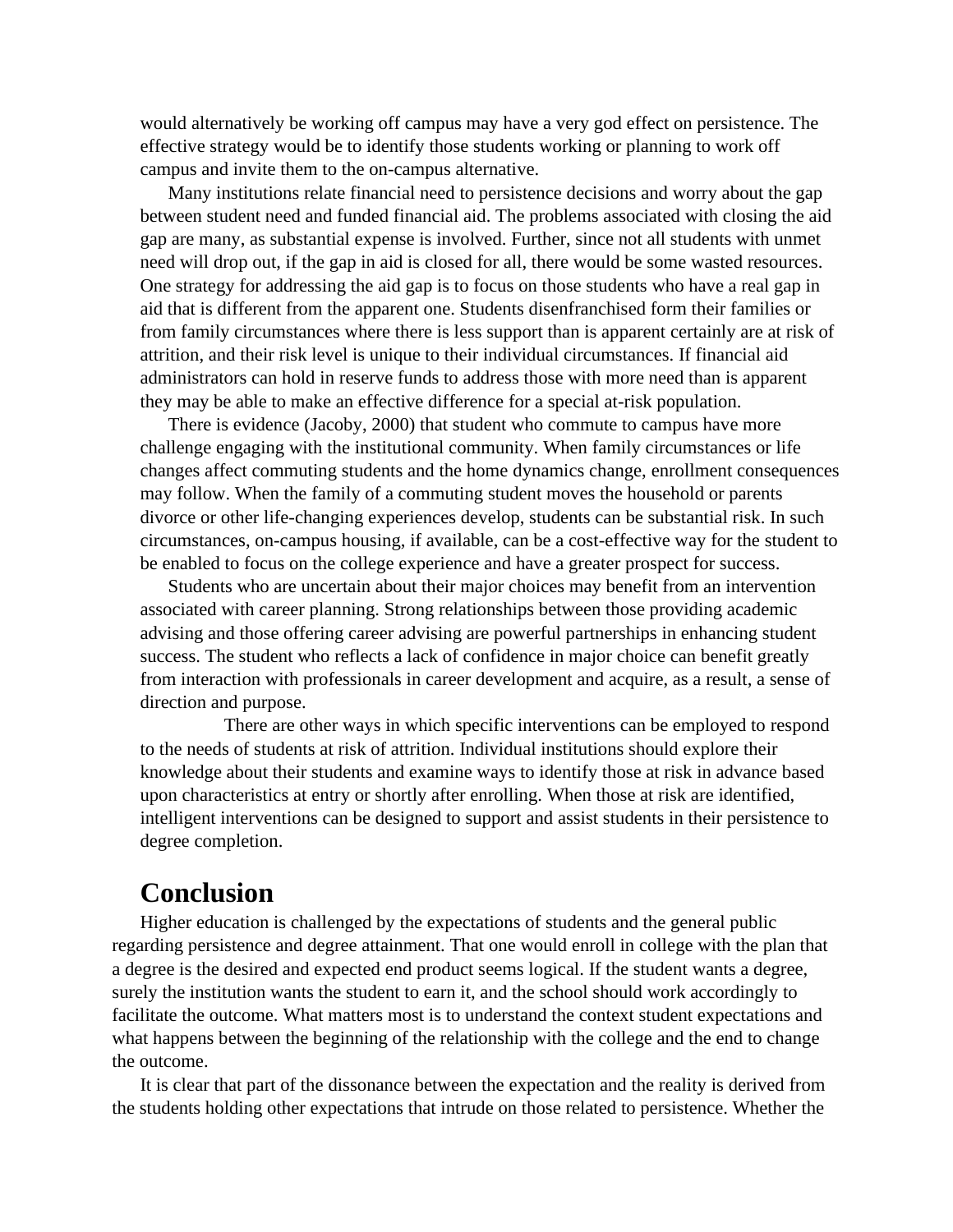would alternatively be working off campus may have a very god effect on persistence. The effective strategy would be to identify those students working or planning to work off campus and invite them to the on-campus alternative.

Many institutions relate financial need to persistence decisions and worry about the gap between student need and funded financial aid. The problems associated with closing the aid gap are many, as substantial expense is involved. Further, since not all students with unmet need will drop out, if the gap in aid is closed for all, there would be some wasted resources. One strategy for addressing the aid gap is to focus on those students who have a real gap in aid that is different from the apparent one. Students disenfranchised form their families or from family circumstances where there is less support than is apparent certainly are at risk of attrition, and their risk level is unique to their individual circumstances. If financial aid administrators can hold in reserve funds to address those with more need than is apparent they may be able to make an effective difference for a special at-risk population.

There is evidence (Jacoby, 2000) that student who commute to campus have more challenge engaging with the institutional community. When family circumstances or life changes affect commuting students and the home dynamics change, enrollment consequences may follow. When the family of a commuting student moves the household or parents divorce or other life-changing experiences develop, students can be substantial risk. In such circumstances, on-campus housing, if available, can be a cost-effective way for the student to be enabled to focus on the college experience and have a greater prospect for success.

Students who are uncertain about their major choices may benefit from an intervention associated with career planning. Strong relationships between those providing academic advising and those offering career advising are powerful partnerships in enhancing student success. The student who reflects a lack of confidence in major choice can benefit greatly from interaction with professionals in career development and acquire, as a result, a sense of direction and purpose.

There are other ways in which specific interventions can be employed to respond to the needs of students at risk of attrition. Individual institutions should explore their knowledge about their students and examine ways to identify those at risk in advance based upon characteristics at entry or shortly after enrolling. When those at risk are identified, intelligent interventions can be designed to support and assist students in their persistence to degree completion.

# Conclusion

Higher education is challenged by the expectations of students and the general public regarding persistence and degree attainment. That one would enroll in college with the plan that a degree is the desired and expected end product seems logical. If the student wants a degree, surely the institution wants the student to earn it, and the school should work accordingly to facilitate the outcome. What matters most is to understand the context student expectations and what happens between the beginning of the relationship with the college and the end to change the outcome.

It is clear that part of the dissonance between the expectation and the reality is derived from the students holding other expectations that intrude on those related to persistence. Whether the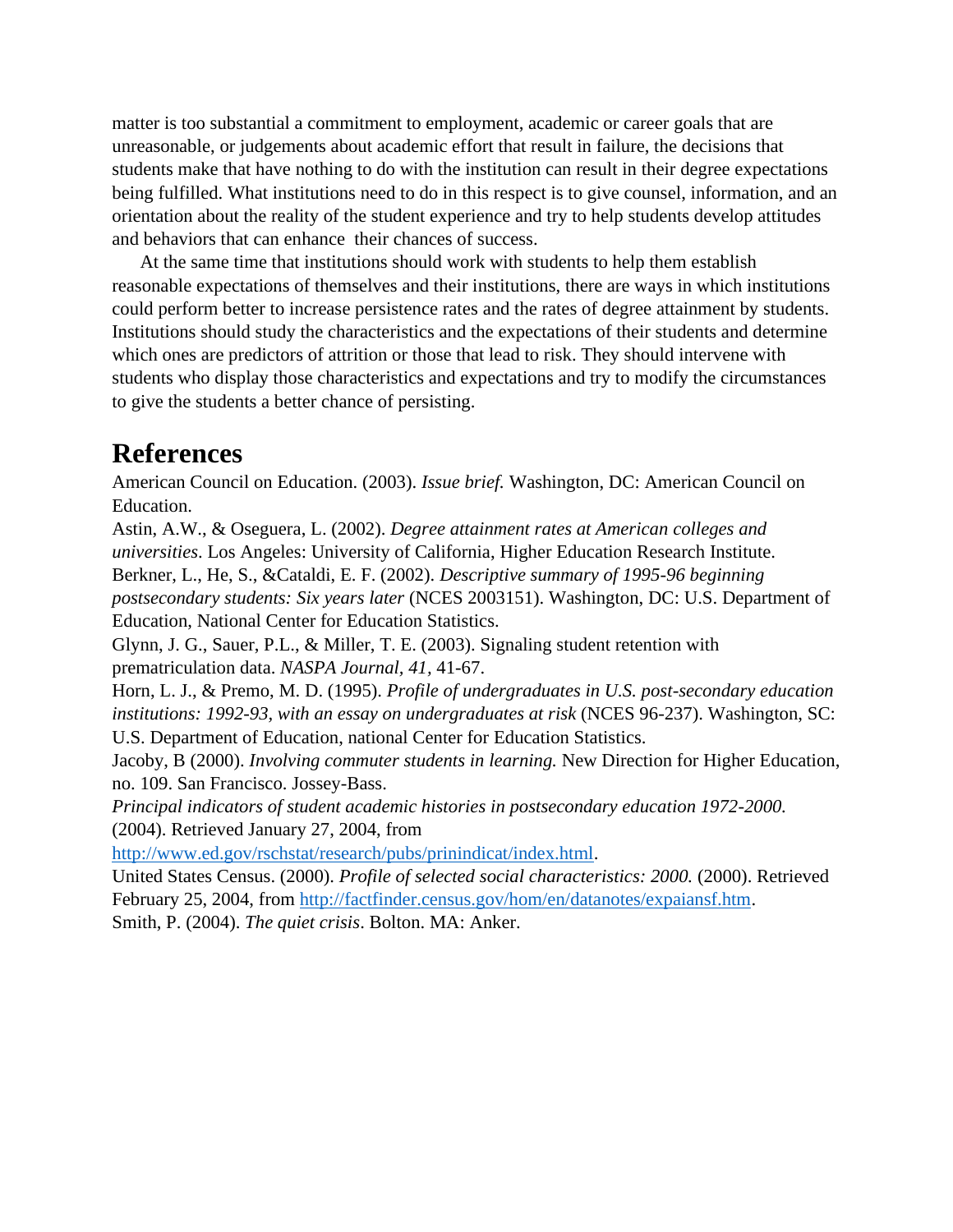matter is too substantial a commitment to employment, academic or career goals that are unreasonable, or judgements about academic effort that result in failure, the decisions that students make that have nothing to do with the institution can result in their degree expectations being fulfilled. What institutions need to do in this respect is to give counsel, information, and an orientation about the reality of the student experience and try to help students develop attitudes and behaviors that can enhance their chances of success.

At the same time that institutions should work with students to help them establish reasonable expectations of themselves and their institutions, there are ways in which institutions could perform better to increase persistence rates and the rates of degree attainment by students. Institutions should study the characteristics and the expectations of their students and determine which ones are predictors of attrition or those that lead to risk. They should intervene with students who display those characteristics and expectations and try to modify the circumstances to give the students a better chance of persisting.

# References

American Council on Education. (2003). *Issue brief.* Washington, DC: American Council on Education.

Astin, A.W., & Oseguera, L. (2002). *Degree attainment rates at American colleges and universities*. Los Angeles: University of California, Higher Education Research Institute.

Berkner, L., He, S., &Cataldi, E. F. (2002). *Descriptive summary of 1995-96 beginning postsecondary students: Six years later* (NCES 2003151). Washington, DC: U.S. Department of Education, National Center for Education Statistics.

Glynn, J. G., Sauer, P.L., & Miller, T. E. (2003). Signaling student retention with prematriculation data. *NASPA Journal, 41*, 41-67.

Horn, L. J., & Premo, M. D. (1995). *Profile of undergraduates in U.S. post-secondary education institutions: 1992-93, with an essay on undergraduates at risk* (NCES 96-237). Washington, SC: U.S. Department of Education, national Center for Education Statistics.

Jacoby, B (2000). *Involving commuter students in learning.* New Direction for Higher Education, no. 109. San Francisco. Jossey-Bass.

*Principal indicators of student academic histories in postsecondary education 1972-2000.* (2004). Retrieved January 27, 2004, from http://www.ed.gov/rschstat/research/pubs/prinindicat/index.html.

United States Census. (2000). *Profile of selected social characteristics: 2000.* (2000). Retrieved February 25, 2004, from http://factfinder.census.gov/hom/en/datanotes/expaiansf.htm.

Smith, P. (2004). *The quiet crisis*. Bolton. MA: Anker.